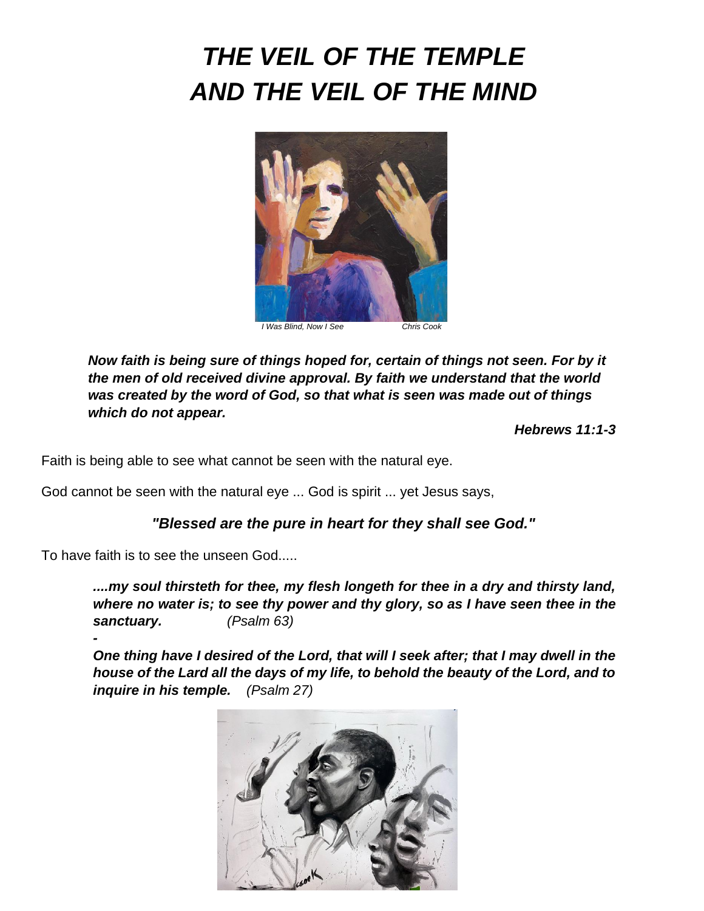# *THE VEIL OF THE TEMPLE AND THE VEIL OF THE MIND*

*I Was Blind, Now I See* *Chris Cook*

***Now faith is being sure of things hoped for, certain of things not seen. For by it the men of old received divine approval. By faith we understand that the world was created by the word of God, so that what is seen was made out of things which do not appear.***

***Hebrews 11:1-3***

Faith is being able to see what cannot be seen with the natural eye.

God cannot be seen with the natural eye ... God is spirit ... yet Jesus says,

***"Blessed are the pure in heart for they shall see God."***

To have faith is to see the unseen God.....

***....my soul thirsteth for thee, my flesh longeth for thee in a dry and thirsty land, where no water is; to see thy power and thy glory, so as I have seen thee in the sanctuary.*** *(Psalm 63)*

***-***

***One thing have I desired of the Lord, that will I seek after; that I may dwell in the house of the Lard all the days of my life, to behold the beauty of the Lord, and to inquire in his temple.*** *(Psalm 27)*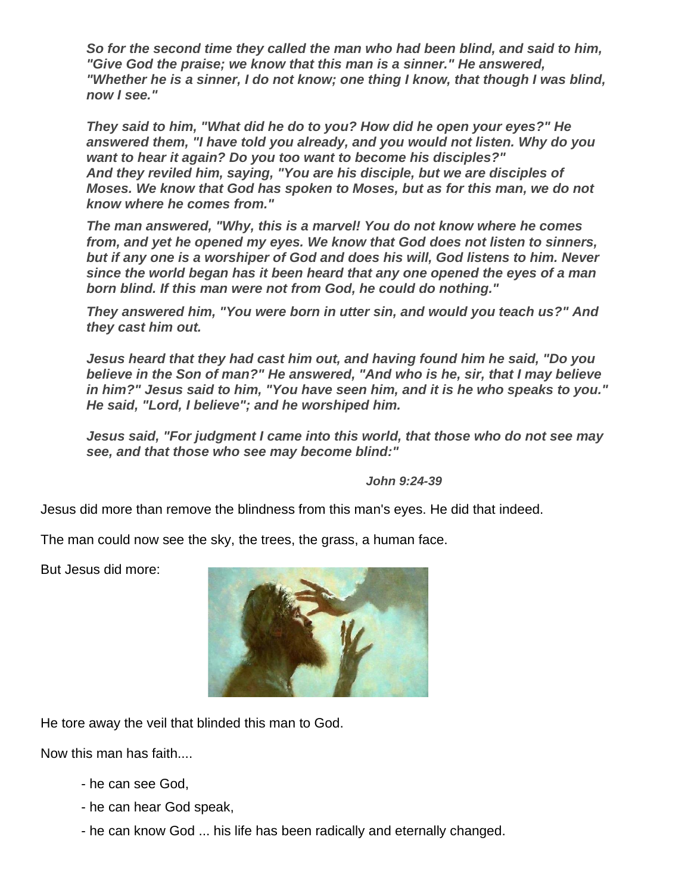***So for the second time they called the man who had been blind, and said to him, "Give God the praise; we know that this man is a sinner." He answered, "Whether he is a sinner, I do not know; one thing I know, that though I was blind, now I see."***

***They said to him, "What did he do to you? How did he open your eyes?" He answered them, "I have told you already, and you would not listen. Why do you want to hear it again? Do you too want to become his disciples?" And they reviled him, saying, "You are his disciple, but we are disciples of Moses. We know that God has spoken to Moses, but as for this man, we do not know where he comes from."***

***The man answered, "Why, this is a marvel! You do not know where he comes from, and yet he opened my eyes. We know that God does not listen to sinners, but if any one is a worshiper of God and does his will, God listens to him. Never since the world began has it been heard that any one opened the eyes of a man born blind. If this man were not from God, he could do nothing."***

***They answered him, "You were born in utter sin, and would you teach us?" And they cast him out.***

***Jesus heard that they had cast him out, and having found him he said, "Do you believe in the Son of man?" He answered, "And who is he, sir, that I may believe in him?" Jesus said to him, "You have seen him, and it is he who speaks to you." He said, "Lord, I believe"; and he worshiped him.***

***Jesus said, "For judgment I came into this world, that those who do not see may see, and that those who see may become blind:"***

***John 9:24-39***

Jesus did more than remove the blindness from this man's eyes. He did that indeed.

The man could now see the sky, the trees, the grass, a human face.

But Jesus did more:

He tore away the veil that blinded this man to God.

Now this man has faith....

- he can see God,
- he can hear God speak,
- he can know God ... his life has been radically and eternally changed.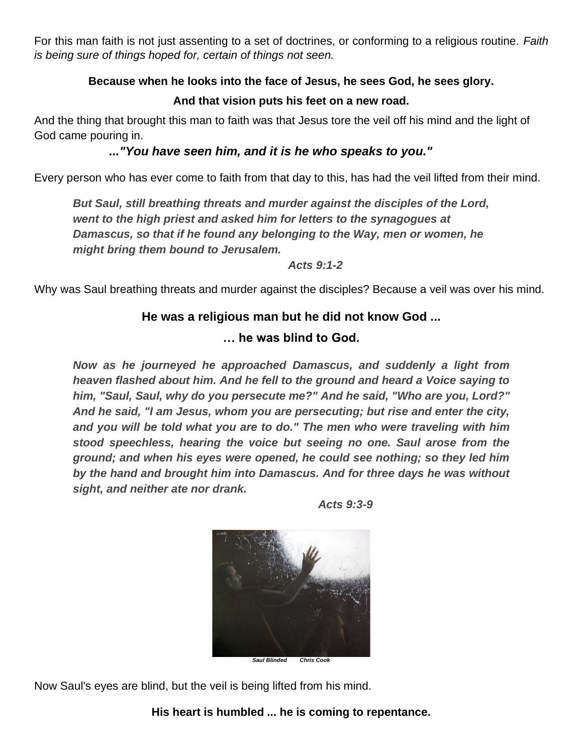For this man faith is not just assenting to a set of doctrines, or conforming to a religious routine. *Faith is being sure of things hoped for, certain of things not seen.*

**Because when he looks into the face of Jesus, he sees God, he sees glory.**

**And that vision puts his feet on a new road.**

And the thing that brought this man to faith was that Jesus tore the veil off his mind and the light of God came pouring in.

***..."You have seen him, and it is he who speaks to you."***

Every person who has ever come to faith from that day to this, has had the veil lifted from their mind.

> ***But Saul, still breathing threats and murder against the disciples of the Lord, went to the high priest and asked him for letters to the synagogues at Damascus, so that if he found any belonging to the Way, men or women, he might bring them bound to Jerusalem.***
>
> ***Acts 9:1-2***

Why was Saul breathing threats and murder against the disciples? Because a veil was over his mind.

**He was a religious man but he did not know God ...**

**… he was blind to God.**

> ***Now as he journeyed he approached Damascus, and suddenly a light from heaven flashed about him. And he fell to the ground and heard a Voice saying to him, "Saul, Saul, why do you persecute me?" And he said, "Who are you, Lord?" And he said, "I am Jesus, whom you are persecuting; but rise and enter the city, and you will be told what you are to do." The men who were traveling with him stood speechless, hearing the voice but seeing no one. Saul arose from the ground; and when his eyes were opened, he could see nothing; so they led him by the hand and brought him into Damascus. And for three days he was without sight, and neither ate nor drank.***
>
> ***Acts 9:3-9***

***Saul Blinded Chris Cook***

Now Saul's eyes are blind, but the veil is being lifted from his mind.

**His heart is humbled ... he is coming to repentance.**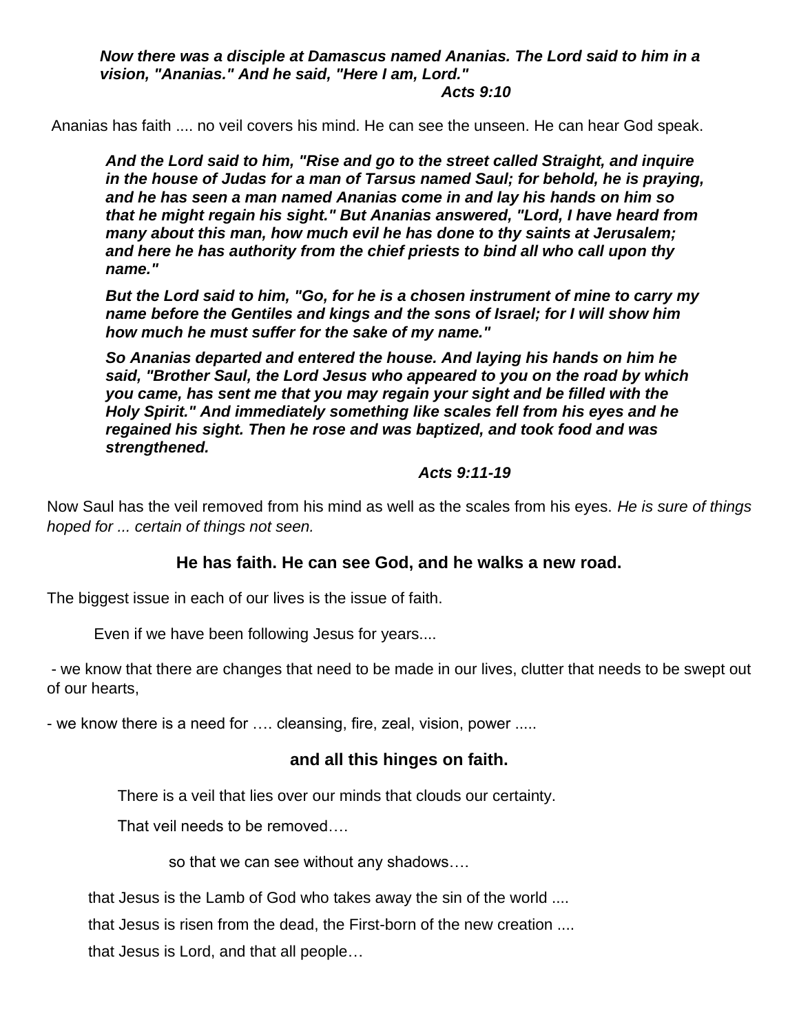***Now there was a disciple at Damascus named Ananias. The Lord said to him in a vision, "Ananias." And he said, "Here I am, Lord."***
***Acts 9:10***

Ananias has faith .... no veil covers his mind. He can see the unseen. He can hear God speak.

***And the Lord said to him, "Rise and go to the street called Straight, and inquire in the house of Judas for a man of Tarsus named Saul; for behold, he is praying, and he has seen a man named Ananias come in and lay his hands on him so that he might regain his sight." But Ananias answered, "Lord, I have heard from many about this man, how much evil he has done to thy saints at Jerusalem; and here he has authority from the chief priests to bind all who call upon thy name."***

***But the Lord said to him, "Go, for he is a chosen instrument of mine to carry my name before the Gentiles and kings and the sons of Israel; for I will show him how much he must suffer for the sake of my name."***

***So Ananias departed and entered the house. And laying his hands on him he said, "Brother Saul, the Lord Jesus who appeared to you on the road by which you came, has sent me that you may regain your sight and be filled with the Holy Spirit." And immediately something like scales fell from his eyes and he regained his sight. Then he rose and was baptized, and took food and was strengthened.***

***Acts 9:11-19***

Now Saul has the veil removed from his mind as well as the scales from his eyes. *He is sure of things hoped for ... certain of things not seen.*

**He has faith. He can see God, and he walks a new road.**

The biggest issue in each of our lives is the issue of faith.

Even if we have been following Jesus for years....

- we know that there are changes that need to be made in our lives, clutter that needs to be swept out of our hearts,
- we know there is a need for …. cleansing, fire, zeal, vision, power .....

**and all this hinges on faith.**

There is a veil that lies over our minds that clouds our certainty.

That veil needs to be removed….

so that we can see without any shadows….

that Jesus is the Lamb of God who takes away the sin of the world ....

that Jesus is risen from the dead, the First-born of the new creation ....

that Jesus is Lord, and that all people…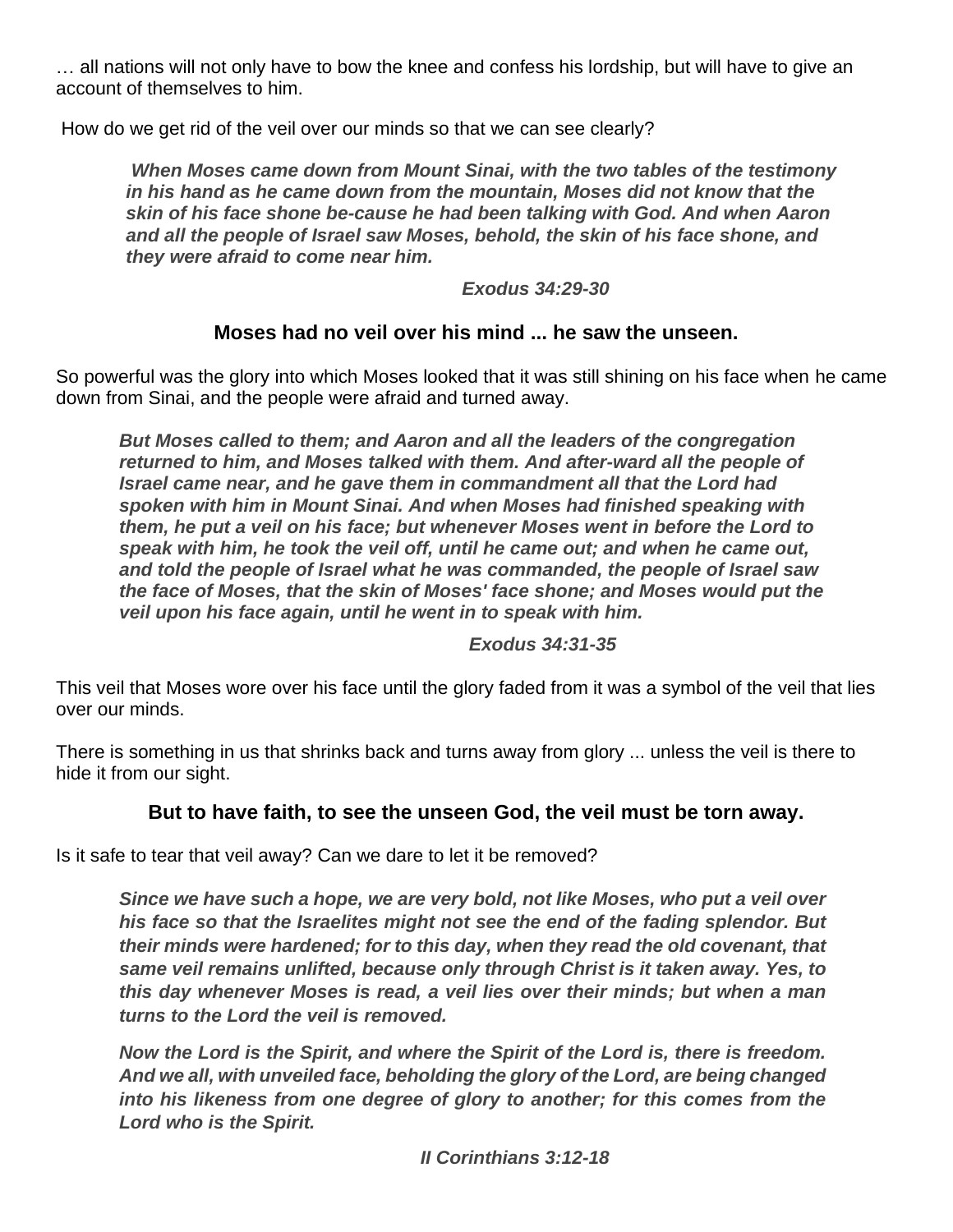… all nations will not only have to bow the knee and confess his lordship, but will have to give an account of themselves to him.

How do we get rid of the veil over our minds so that we can see clearly?

> ***When Moses came down from Mount Sinai, with the two tables of the testimony in his hand as he came down from the mountain, Moses did not know that the skin of his face shone be-cause he had been talking with God. And when Aaron and all the people of Israel saw Moses, behold, the skin of his face shone, and they were afraid to come near him.***
>
> ***Exodus 34:29-30***

**Moses had no veil over his mind ... he saw the unseen.**

So powerful was the glory into which Moses looked that it was still shining on his face when he came down from Sinai, and the people were afraid and turned away.

> ***But Moses called to them; and Aaron and all the leaders of the congregation returned to him, and Moses talked with them. And after-ward all the people of Israel came near, and he gave them in commandment all that the Lord had spoken with him in Mount Sinai. And when Moses had finished speaking with them, he put a veil on his face; but whenever Moses went in before the Lord to speak with him, he took the veil off, until he came out; and when he came out, and told the people of Israel what he was commanded, the people of Israel saw the face of Moses, that the skin of Moses' face shone; and Moses would put the veil upon his face again, until he went in to speak with him.***
>
> ***Exodus 34:31-35***

This veil that Moses wore over his face until the glory faded from it was a symbol of the veil that lies over our minds.

There is something in us that shrinks back and turns away from glory ... unless the veil is there to hide it from our sight.

**But to have faith, to see the unseen God, the veil must be torn away.**

Is it safe to tear that veil away? Can we dare to let it be removed?

> ***Since we have such a hope, we are very bold, not like Moses, who put a veil over his face so that the Israelites might not see the end of the fading splendor. But their minds were hardened; for to this day, when they read the old covenant, that same veil remains unlifted, because only through Christ is it taken away. Yes, to this day whenever Moses is read, a veil lies over their minds; but when a man turns to the Lord the veil is removed.***
>
> ***Now the Lord is the Spirit, and where the Spirit of the Lord is, there is freedom. And we all, with unveiled face, beholding the glory of the Lord, are being changed into his likeness from one degree of glory to another; for this comes from the Lord who is the Spirit.***
>
> ***II Corinthians 3:12-18***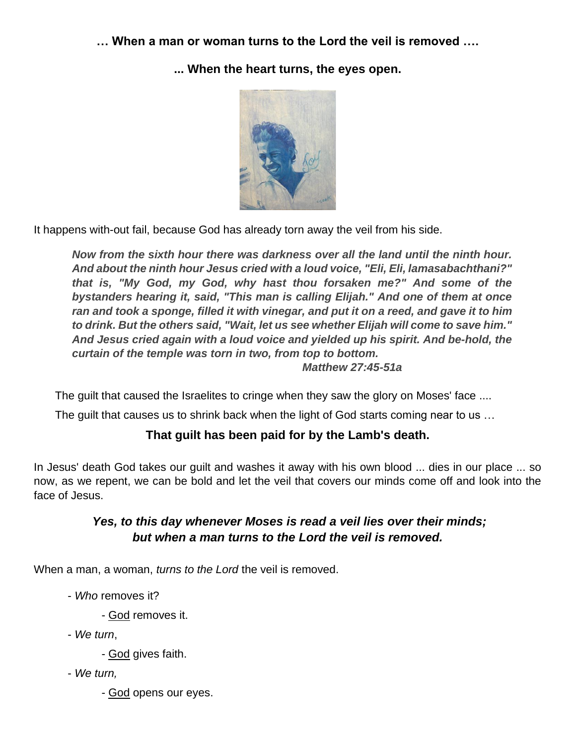**… When a man or woman turns to the Lord the veil is removed ….**

**... When the heart turns, the eyes open.**

It happens with-out fail, because God has already torn away the veil from his side.

> ***Now from the sixth hour there was darkness over all the land until the ninth hour. And about the ninth hour Jesus cried with a loud voice, "Eli, Eli, lamasabachthani?" that is, "My God, my God, why hast thou forsaken me?" And some of the bystanders hearing it, said, "This man is calling Elijah." And one of them at once ran and took a sponge, filled it with vinegar, and put it on a reed, and gave it to him to drink. But the others said, "Wait, let us see whether Elijah will come to save him." And Jesus cried again with a loud voice and yielded up his spirit. And be-hold, the curtain of the temple was torn in two, from top to bottom.***
>
> ***Matthew 27:45-51a***

The guilt that caused the Israelites to cringe when they saw the glory on Moses' face ....

The guilt that causes us to shrink back when the light of God starts coming near to us …

**That guilt has been paid for by the Lamb's death.**

In Jesus' death God takes our guilt and washes it away with his own blood ... dies in our place ... so now, as we repent, we can be bold and let the veil that covers our minds come off and look into the face of Jesus.

***Yes, to this day whenever Moses is read a veil lies over their minds;***
***but when a man turns to the Lord the veil is removed.***

When a man, a woman, *turns to the Lord* the veil is removed.

- *Who* removes it?
    - <u>God</u> removes it.
- *We turn*,
    - <u>God</u> gives faith.
- *We turn,*
    - <u>God</u> opens our eyes.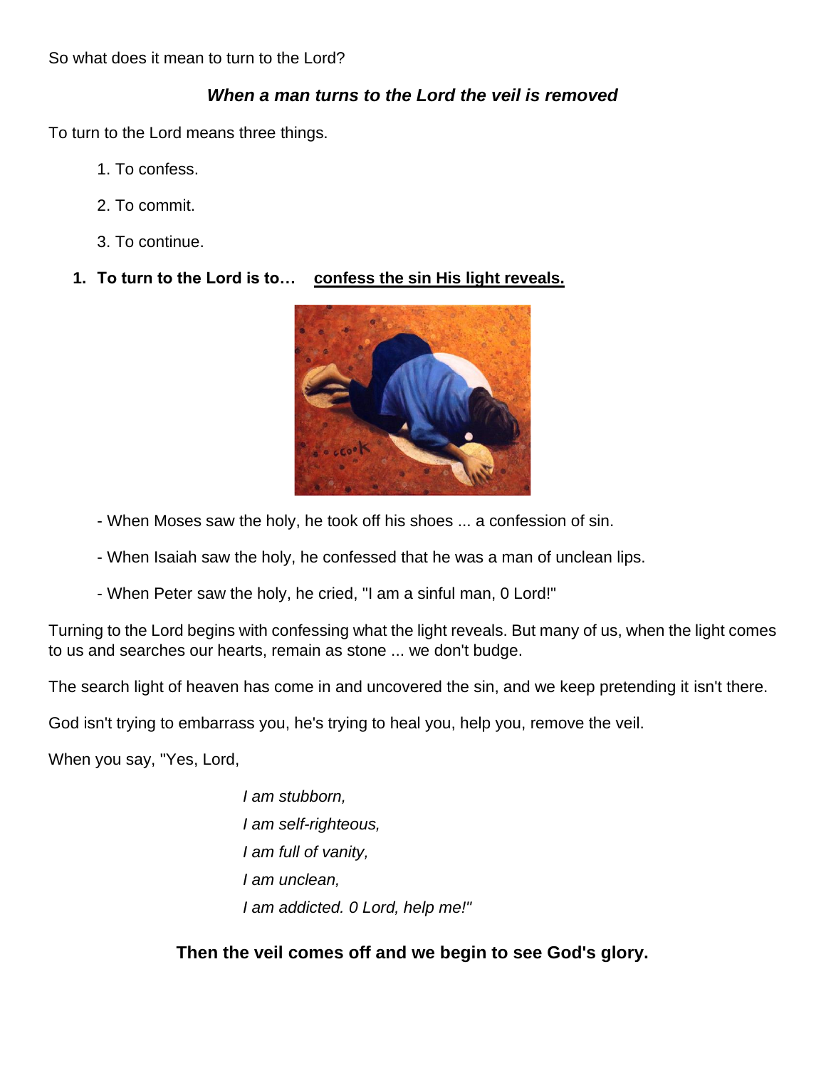So what does it mean to turn to the Lord?

***When a man turns to the Lord the veil is removed***

To turn to the Lord means three things.

1. To confess.
2. To commit.
3. To continue.

**1. To turn to the Lord is to... <u>confess the sin His light reveals.</u>**

- When Moses saw the holy, he took off his shoes ... a confession of sin.

- When Isaiah saw the holy, he confessed that he was a man of unclean lips.

- When Peter saw the holy, he cried, "I am a sinful man, 0 Lord!"

Turning to the Lord begins with confessing what the light reveals. But many of us, when the light comes to us and searches our hearts, remain as stone ... we don't budge.

The search light of heaven has come in and uncovered the sin, and we keep pretending it isn't there.

God isn't trying to embarrass you, he's trying to heal you, help you, remove the veil.

When you say, "Yes, Lord,

*I am stubborn,*
*I am self-righteous,*
*I am full of vanity,*
*I am unclean,*
*I am addicted. 0 Lord, help me!"*

**Then the veil comes off and we begin to see God's glory.**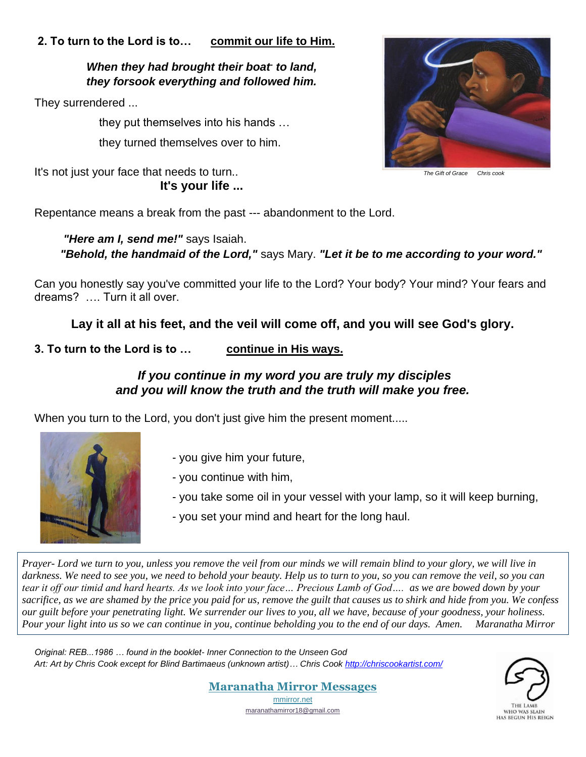**2. To turn to the Lord is to…** **commit our life to Him.**

***When they had brought their boat to land, they forsook everything and followed him.***

They surrendered ...

they put themselves into his hands …

they turned themselves over to him.

It's not just your face that needs to turn..

**It's your life ...**

*The Gift of Grace Chris cook*

Repentance means a break from the past --- abandonment to the Lord.

***"Here am I, send me!"*** says Isaiah.

***"Behold, the handmaid of the Lord,"*** says Mary. ***"Let it be to me according to your word."***

Can you honestly say you've committed your life to the Lord? Your body? Your mind? Your fears and dreams? …. Turn it all over.

**Lay it all at his feet, and the veil will come off, and you will see God's glory.**

**3. To turn to the Lord is to …** **continue in His ways.**

***If you continue in my word you are truly my disciples and you will know the truth and the truth will make you free.***

When you turn to the Lord, you don't just give him the present moment.....

- you give him your future,
- you continue with him,
- you take some oil in your vessel with your lamp, so it will keep burning,
- you set your mind and heart for the long haul.

*Prayer- Lord we turn to you, unless you remove the veil from our minds we will remain blind to your glory, we will live in darkness. We need to see you, we need to behold your beauty. Help us to turn to you, so you can remove the veil, so you can tear it off our timid and hard hearts. As we look into your face… Precious Lamb of God…. as we are bowed down by your sacrifice, as we are shamed by the price you paid for us, remove the guilt that causes us to shirk and hide from you. We confess our guilt before your penetrating light. We surrender our lives to you, all we have, because of your goodness, your holiness. Pour your light into us so we can continue in you, continue beholding you to the end of our days. Amen. Maranatha Mirror*

*Original: REB...1986 … found in the booklet- Inner Connection to the Unseen God*
*Art: Art by Chris Cook except for Blind Bartimaeus (unknown artist)… Chris Cook http://chriscookartist.com/*

**Maranatha Mirror Messages**
mmirror.net
maranathamirror18@gmail.com

THE LAMB WHO WAS SLAIN HAS BEGUN HIS REIGN